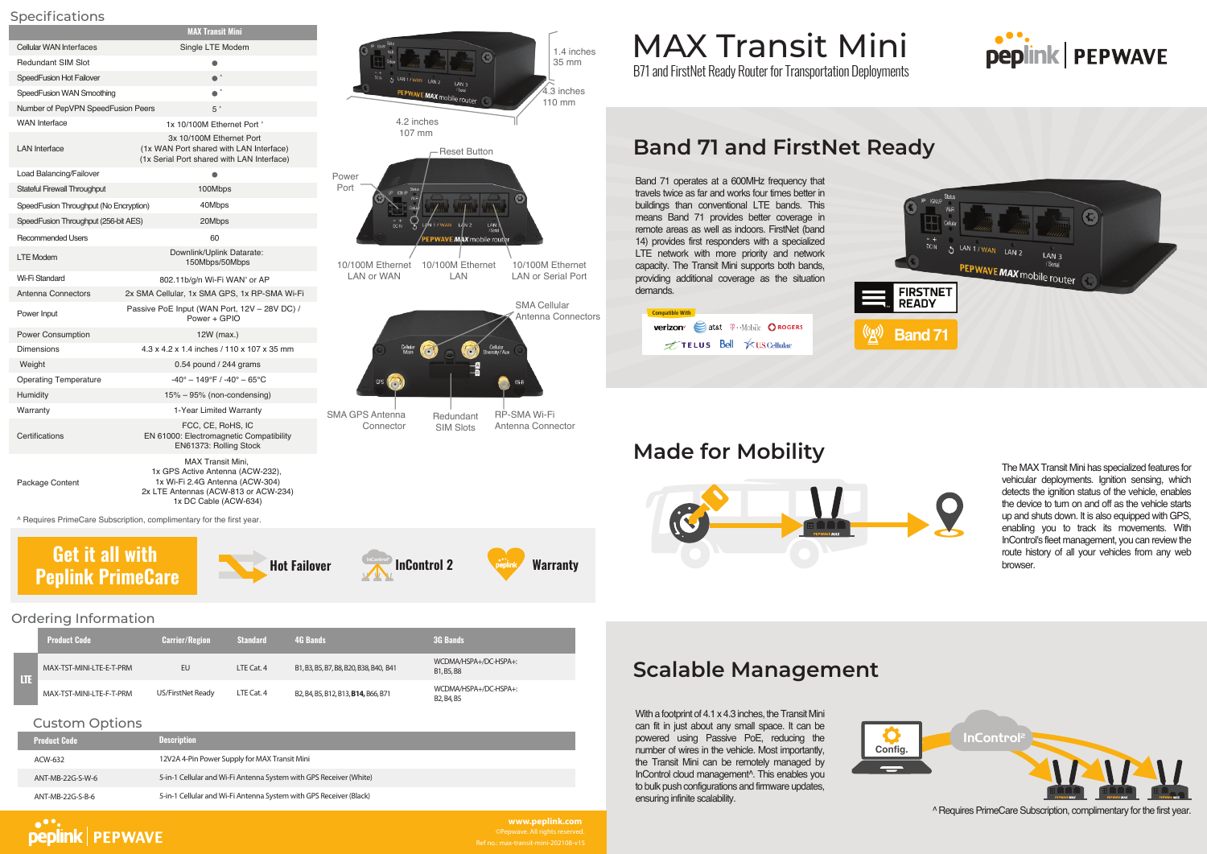# MAX Transit Mini

B71 and FirstNet Ready Router for Transportation Deployments

## Specifications

| | MAX Transit Mini |
|---|---|
| Cellular WAN Interfaces | Single LTE Modem |
| Redundant SIM Slot | ● |
| SpeedFusion Hot Failover | ● ^ |
| SpeedFusion WAN Smoothing | ● ^ |
| Number of PepVPN SpeedFusion Peers | 5 ^ |
| WAN Interface | 1x 10/100M Ethernet Port * |
| LAN Interface | 3x 10/100M Ethernet Port (1x WAN Port shared with LAN Interface) (1x Serial Port shared with LAN Interface) |
| Load Balancing/Failover | ● |
| Stateful Firewall Throughput | 100Mbps |
| SpeedFusion Throughput (No Encryption) | 40Mbps |
| SpeedFusion Throughput (256-bit AES) | 20Mbps |
| Recommended Users | 60 |
| LTE Modem | Downlink/Uplink Datarate: 150Mbps/50Mbps |
| Wi-Fi Standard | 802.11b/g/n Wi-Fi WAN* or AP |
| Antenna Connectors | 2x SMA Cellular, 1x SMA GPS, 1x RP-SMA Wi-Fi |
| Power Input | Passive PoE Input (WAN Port, 12V – 28V DC) / Power + GPIO |
| Power Consumption | 12W (max.) |
| Dimensions | 4.3 x 4.2 x 1.4 inches / 110 x 107 x 35 mm |
| Weight | 0.54 pound / 244 grams |
| Operating Temperature | -40° – 149°F / -40° – 65°C |
| Humidity | 15% – 95% (non-condensing) |
| Warranty | 1-Year Limited Warranty |
| Certifications | FCC, CE, RoHS, IC EN 61000: Electromagnetic Compatibility EN61373: Rolling Stock |
| Package Content | MAX Transit Mini, 1x GPS Active Antenna (ACW-232), 1x Wi-Fi 2.4G Antenna (ACW-304) 2x LTE Antennas (ACW-813 or ACW-234) 1x DC Cable (ACW-634) |

^ Requires PrimeCare Subscription, complimentary for the first year.

1.4 inches 35 mm
4.3 inches 110 mm
4.2 inches 107 mm

Reset Button
Power Port
10/100M Ethernet LAN or WAN
10/100M Ethernet LAN
10/100M Ethernet LAN or Serial Port

SMA Cellular Antenna Connectors
SMA GPS Antenna Connector
Redundant SIM Slots
RP-SMA Wi-Fi Antenna Connector

**Get it all with Peplink PrimeCare**

Hot Failover | InControl 2 | Warranty

## Ordering Information

| | Product Code | Carrier/Region | Standard | 4G Bands | 3G Bands |
|---|---|---|---|---|---|
| LTE | MAX-TST-MINI-LTE-E-T-PRM | EU | LTE Cat. 4 | B1, B3, B5, B7, B8, B20, B38, B40, B41 | WCDMA/HSPA+/DC-HSPA+: B1, B5, B8 |
| | MAX-TST-MINI-LTE-F-T-PRM | US/FirstNet Ready | LTE Cat. 4 | B2, B4, B5, B12, B13, **B14**, B66, B71 | WCDMA/HSPA+/DC-HSPA+: B2, B4, B5 |

### Custom Options

| Product Code | Description |
|---|---|
| ACW-632 | 12V2A 4-Pin Power Supply for MAX Transit Mini |
| ANT-MB-22G-S-W-6 | 5-in-1 Cellular and Wi-Fi Antenna System with GPS Receiver (White) |
| ANT-MB-22G-S-B-6 | 5-in-1 Cellular and Wi-Fi Antenna System with GPS Receiver (Black) |

## Band 71 and FirstNet Ready

Band 71 operates at a 600MHz frequency that travels twice as far and works four times better in buildings than conventional LTE bands. This means Band 71 provides better coverage in remote areas as well as indoors. FirstNet (band 14) provides first responders with a specialized LTE network with more priority and network capacity. The Transit Mini supports both bands, providing additional coverage as the situation demands.

Compatible With: verizon, at&t, T-Mobile, ROGERS, TELUS, Bell, U.S. Cellular

FIRSTNET READY
Band 71

## Made for Mobility

The MAX Transit Mini has specialized features for vehicular deployments. Ignition sensing, which detects the ignition status of the vehicle, enables the device to turn on and off as the vehicle starts up and shuts down. It is also equipped with GPS, enabling you to track its movements. With InControl's fleet management, you can review the route history of all your vehicles from any web browser.

## Scalable Management

With a footprint of 4.1 x 4.3 inches, the Transit Mini can fit in just about any small space. It can be powered using Passive PoE, reducing the number of wires in the vehicle. Most importantly, the Transit Mini can be remotely managed by InControl cloud management^. This enables you to bulk push configurations and firmware updates, ensuring infinite scalability.

Config.
InControl2

^ Requires PrimeCare Subscription, complimentary for the first year.

www.peplink.com
©Pepwave. All rights reserved.
Ref no.: max-transit-mini-202108-v15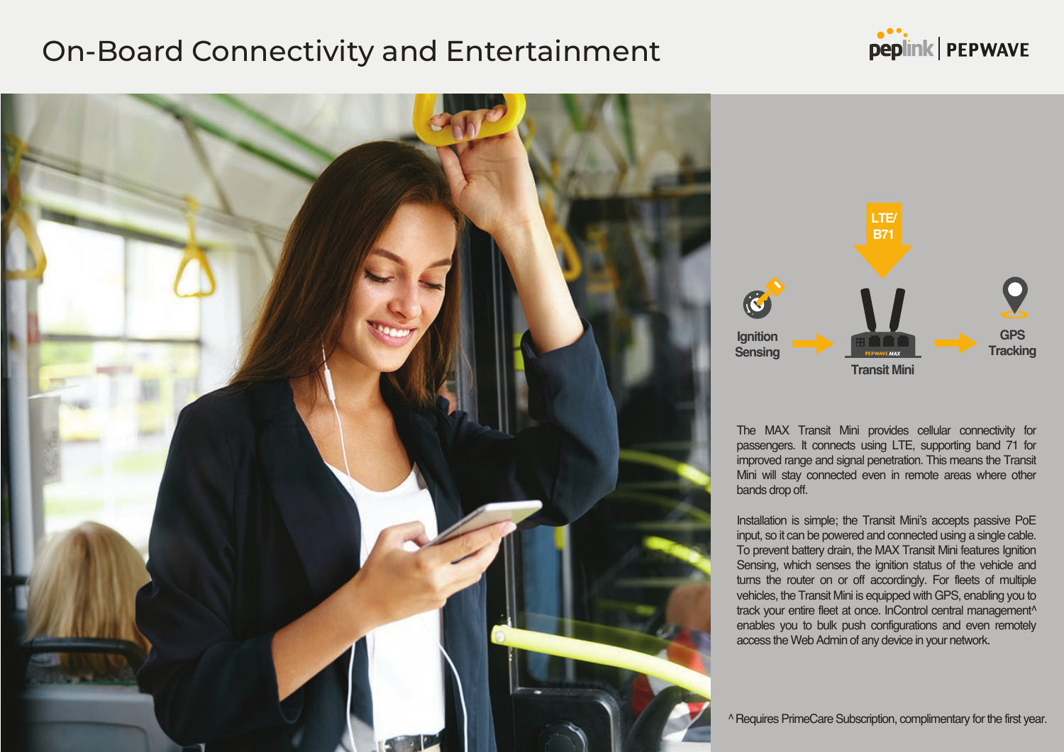# On-Board Connectivity and Entertainment

LTE/
B71

Ignition
Sensing

Transit Mini

GPS
Tracking

The MAX Transit Mini provides cellular connectivity for passengers. It connects using LTE, supporting band 71 for improved range and signal penetration. This means the Transit Mini will stay connected even in remote areas where other bands drop off.

Installation is simple; the Transit Mini's accepts passive PoE input, so it can be powered and connected using a single cable. To prevent battery drain, the MAX Transit Mini features Ignition Sensing, which senses the ignition status of the vehicle and turns the router on or off accordingly. For fleets of multiple vehicles, the Transit Mini is equipped with GPS, enabling you to track your entire fleet at once. InControl central management^ enables you to bulk push configurations and even remotely access the Web Admin of any device in your network.

^ Requires PrimeCare Subscription, complimentary for the first year.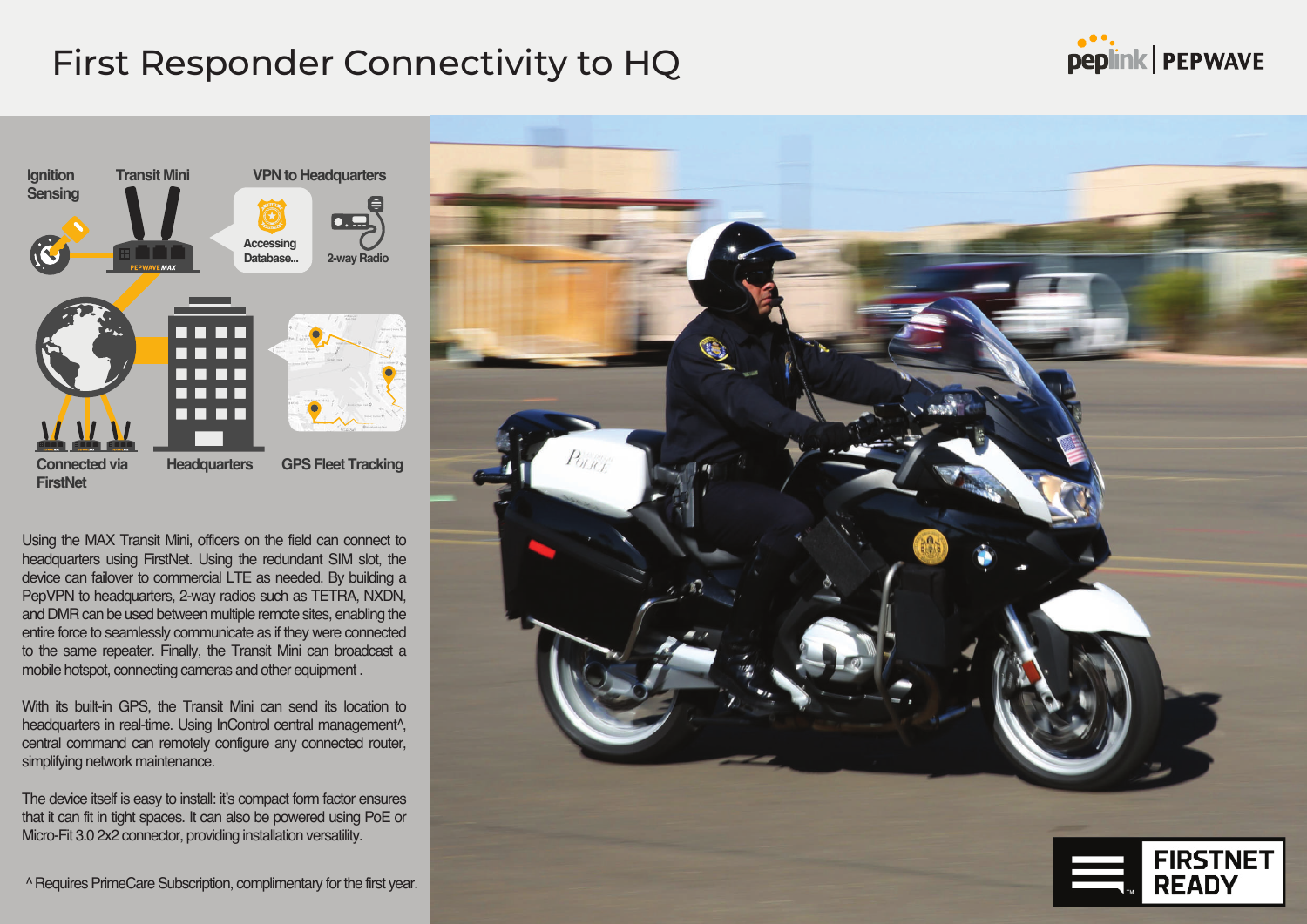# First Responder Connectivity to HQ

Ignition Sensing

Transit Mini

VPN to Headquarters

Accessing Database...

2-way Radio

Connected via FirstNet

Headquarters

GPS Fleet Tracking

Using the MAX Transit Mini, officers on the field can connect to headquarters using FirstNet. Using the redundant SIM slot, the device can failover to commercial LTE as needed. By building a PepVPN to headquarters, 2-way radios such as TETRA, NXDN, and DMR can be used between multiple remote sites, enabling the entire force to seamlessly communicate as if they were connected to the same repeater. Finally, the Transit Mini can broadcast a mobile hotspot, connecting cameras and other equipment .

With its built-in GPS, the Transit Mini can send its location to headquarters in real-time. Using InControl central management^, central command can remotely configure any connected router, simplifying network maintenance.

The device itself is easy to install: it's compact form factor ensures that it can fit in tight spaces. It can also be powered using PoE or Micro-Fit 3.0 2x2 connector, providing installation versatility.

^ Requires PrimeCare Subscription, complimentary for the first year.

FIRSTNET READY